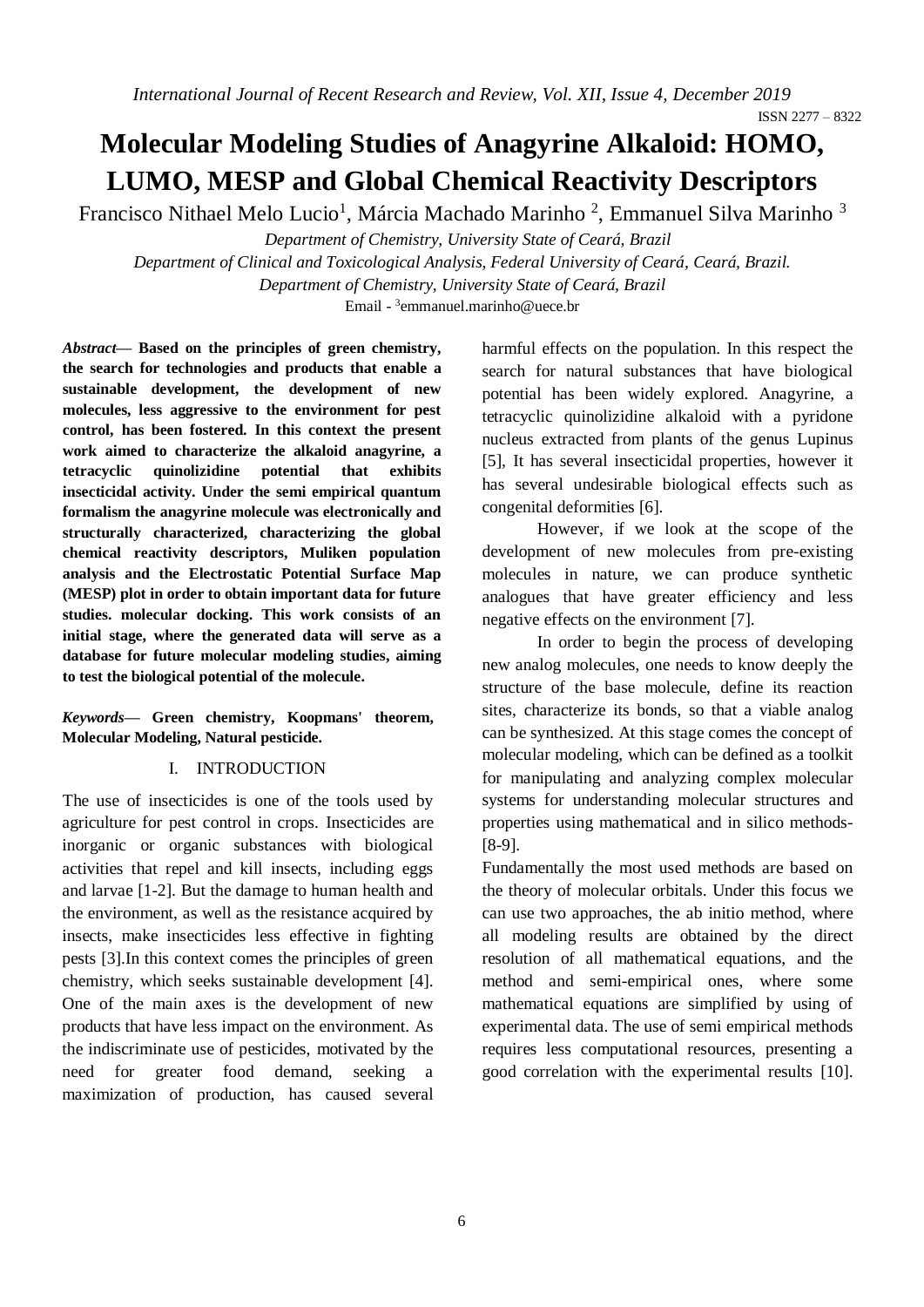# Molecular Modeling Studies of Anagyrine Alkaloid: HOMO, LUMO, MESP and Global Chemical Reactivity Descriptors

Francisco Nithael Melo Lucio[1], Márcia Machado Marinho [2], Emmanuel Silva Marinho [3]

*Department of Chemistry, University State of Ceará, Brazil*

*Department of Clinical and Toxicological Analysis, Federal University of Ceará, Ceará, Brazil.*

*Department of Chemistry, University State of Ceará, Brazil*

Email - [3]emmanuel.marinho@uece.br

***Abstract*— Based on the principles of green chemistry, the search for technologies and products that enable a sustainable development, the development of new molecules, less aggressive to the environment for pest control, has been fostered. In this context the present work aimed to characterize the alkaloid anagyrine, a tetracyclic quinolizidine potential that exhibits insecticidal activity. Under the semi empirical quantum formalism the anagyrine molecule was electronically and structurally characterized, characterizing the global chemical reactivity descriptors, Muliken population analysis and the Electrostatic Potential Surface Map (MESP) plot in order to obtain important data for future studies. molecular docking. This work consists of an initial stage, where the generated data will serve as a database for future molecular modeling studies, aiming to test the biological potential of the molecule.**

***Keywords*— Green chemistry, Koopmans' theorem, Molecular Modeling, Natural pesticide.**

## I. INTRODUCTION

The use of insecticides is one of the tools used by agriculture for pest control in crops. Insecticides are inorganic or organic substances with biological activities that repel and kill insects, including eggs and larvae [1-2]. But the damage to human health and the environment, as well as the resistance acquired by insects, make insecticides less effective in fighting pests [3].In this context comes the principles of green chemistry, which seeks sustainable development [4]. One of the main axes is the development of new products that have less impact on the environment. As the indiscriminate use of pesticides, motivated by the need for greater food demand, seeking a maximization of production, has caused several harmful effects on the population. In this respect the search for natural substances that have biological potential has been widely explored. Anagyrine, a tetracyclic quinolizidine alkaloid with a pyridone nucleus extracted from plants of the genus Lupinus [5], It has several insecticidal properties, however it has several undesirable biological effects such as congenital deformities [6].

However, if we look at the scope of the development of new molecules from pre-existing molecules in nature, we can produce synthetic analogues that have greater efficiency and less negative effects on the environment [7].

In order to begin the process of developing new analog molecules, one needs to know deeply the structure of the base molecule, define its reaction sites, characterize its bonds, so that a viable analog can be synthesized. At this stage comes the concept of molecular modeling, which can be defined as a toolkit for manipulating and analyzing complex molecular systems for understanding molecular structures and properties using mathematical and in silico methods- [8-9].

Fundamentally the most used methods are based on the theory of molecular orbitals. Under this focus we can use two approaches, the ab initio method, where all modeling results are obtained by the direct resolution of all mathematical equations, and the method and semi-empirical ones, where some mathematical equations are simplified by using of experimental data. The use of semi empirical methods requires less computational resources, presenting a good correlation with the experimental results [10].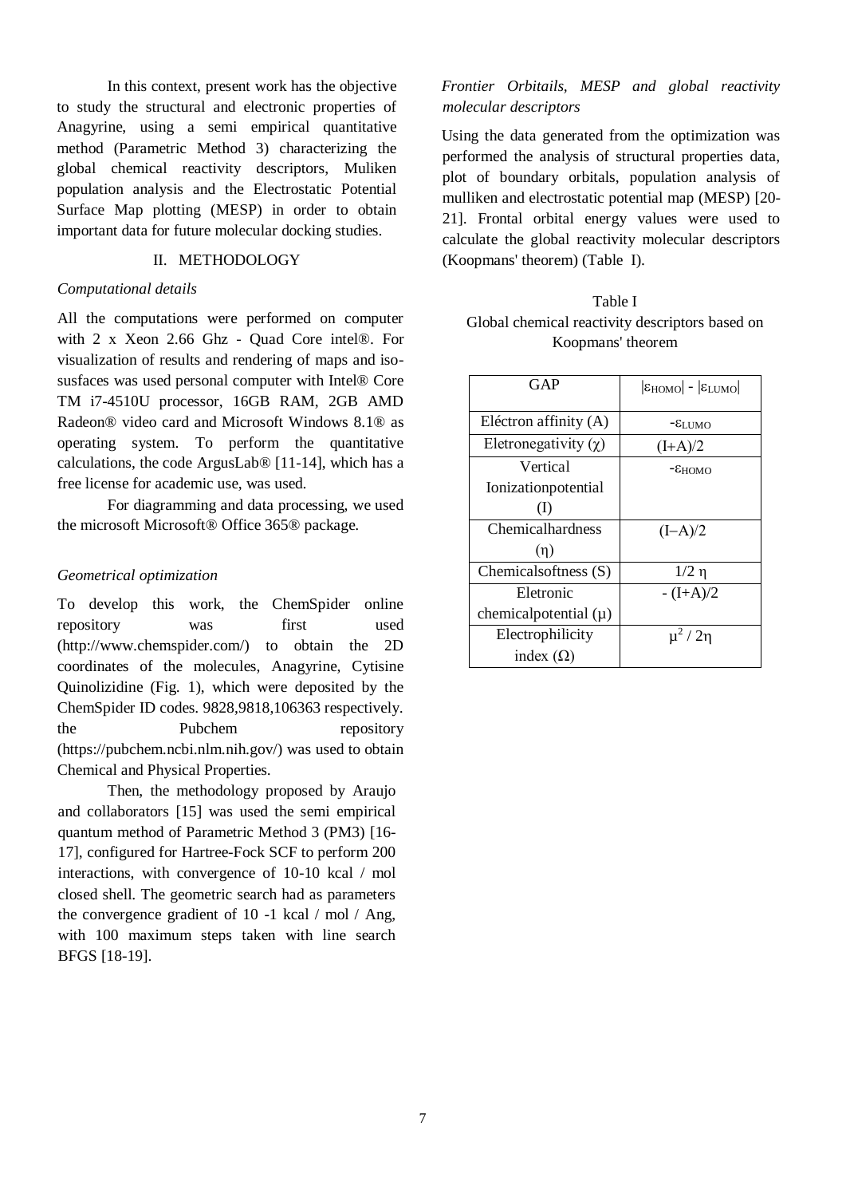In this context, present work has the objective to study the structural and electronic properties of Anagyrine, using a semi empirical quantitative method (Parametric Method 3) characterizing the global chemical reactivity descriptors, Muliken population analysis and the Electrostatic Potential Surface Map plotting (MESP) in order to obtain important data for future molecular docking studies.

## II. METHODOLOGY

### *Computational details*

All the computations were performed on computer with 2 x Xeon 2.66 Ghz - Quad Core intel®. For visualization of results and rendering of maps and iso-susfaces was used personal computer with Intel® Core TM i7-4510U processor, 16GB RAM, 2GB AMD Radeon® video card and Microsoft Windows 8.1® as operating system. To perform the quantitative calculations, the code ArgusLab® [11-14], which has a free license for academic use, was used.

For diagramming and data processing, we used the microsoft Microsoft® Office 365® package.

### *Geometrical optimization*

To develop this work, the ChemSpider online repository was first used (http://www.chemspider.com/) to obtain the 2D coordinates of the molecules, Anagyrine, Cytisine Quinolizidine (Fig. 1), which were deposited by the ChemSpider ID codes. 9828,9818,106363 respectively. the Pubchem repository (https://pubchem.ncbi.nlm.nih.gov/) was used to obtain Chemical and Physical Properties.

Then, the methodology proposed by Araujo and collaborators [15] was used the semi empirical quantum method of Parametric Method 3 (PM3) [16-17], configured for Hartree-Fock SCF to perform 200 interactions, with convergence of 10-10 kcal / mol closed shell. The geometric search had as parameters the convergence gradient of 10 -1 kcal / mol / Ang, with 100 maximum steps taken with line search BFGS [18-19].

### *Frontier Orbitails, MESP and global reactivity molecular descriptors*

Using the data generated from the optimization was performed the analysis of structural properties data, plot of boundary orbitals, population analysis of mulliken and electrostatic potential map (MESP) [20-21]. Frontal orbital energy values were used to calculate the global reactivity molecular descriptors (Koopmans' theorem) (Table I).

Table I
Global chemical reactivity descriptors based on Koopmans' theorem

| GAP | $\|\varepsilon_{HOMO}\| - \|\varepsilon_{LUMO}\|$ |
|---|---|
| Eléctron affinity (A) | $-\varepsilon_{LUMO}$ |
| Eletronegativity ($\chi$) | $(I+A)/2$ |
| Vertical Ionizationpotential (I) | $-\varepsilon_{HOMO}$ |
| Chemicalhardness ($\eta$) | $(I-A)/2$ |
| Chemicalsoftness (S) | $1/2\ \eta$ |
| Eletronic chemicalpotential ($\mu$) | $-(I+A)/2$ |
| Electrophilicity index ($\Omega$) | $\mu^2 / 2\eta$ |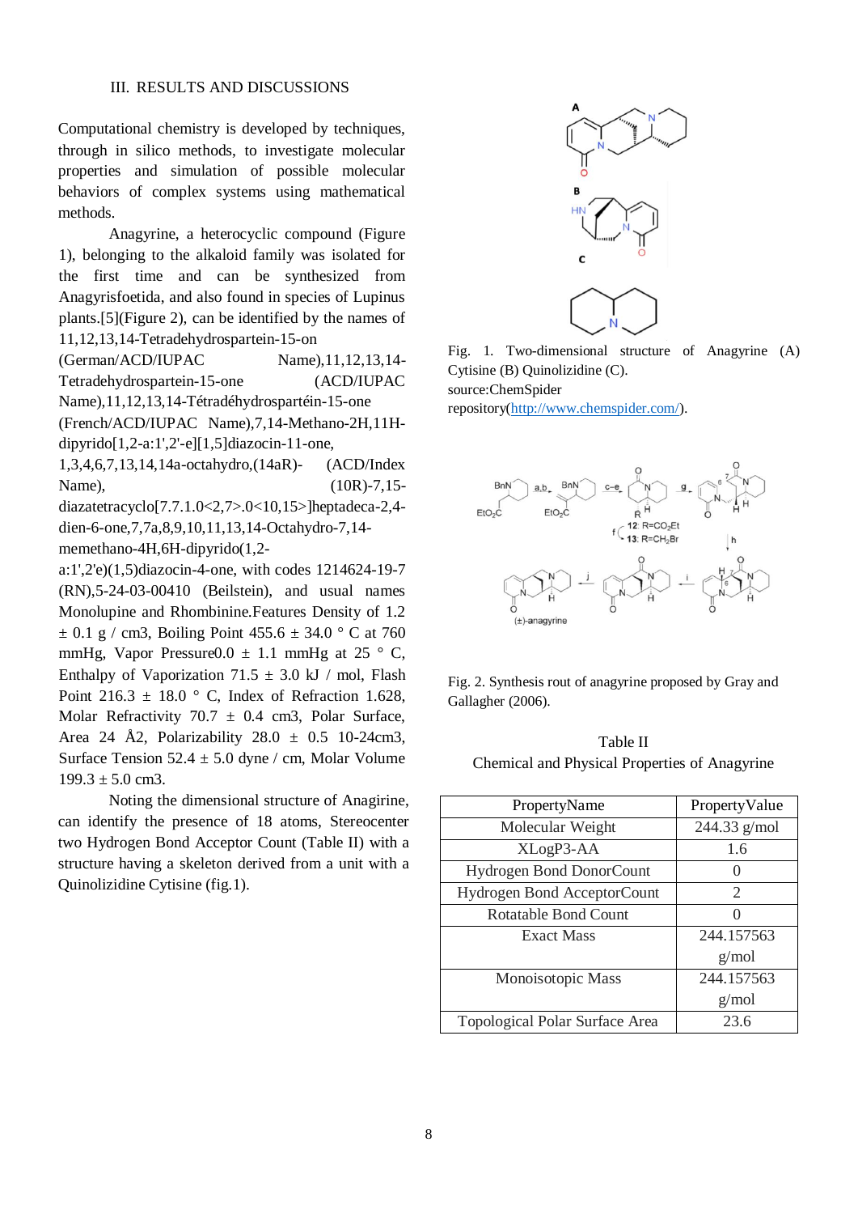## III. RESULTS AND DISCUSSIONS

Computational chemistry is developed by techniques, through in silico methods, to investigate molecular properties and simulation of possible molecular behaviors of complex systems using mathematical methods.

Anagyrine, a heterocyclic compound (Figure 1), belonging to the alkaloid family was isolated for the first time and can be synthesized from Anagyrisfoetida, and also found in species of Lupinus plants.[5](Figure 2), can be identified by the names of 11,12,13,14-Tetradehydrospartein-15-on (German/ACD/IUPAC Name),11,12,13,14-Tetradehydrospartein-15-one (ACD/IUPAC Name),11,12,13,14-Tétradéhydrospartéin-15-one (French/ACD/IUPAC Name),7,14-Methano-2H,11H-dipyrido[1,2-a:1',2'-e][1,5]diazocin-11-one, 1,3,4,6,7,13,14,14a-octahydro,(14aR)- (ACD/Index Name), (10R)-7,15-diazatetracyclo[7.7.1.0<2,7>.0<10,15>]heptadeca-2,4-dien-6-one,7,7a,8,9,10,11,13,14-Octahydro-7,14-memethano-4H,6H-dipyrido(1,2-a:1',2'e)(1,5)diazocin-4-one, with codes 1214624-19-7 (RN),5-24-03-00410 (Beilstein), and usual names Monolupine and Rhombinine.Features Density of 1.2 ± 0.1 g / cm3, Boiling Point 455.6 ± 34.0 ° C at 760 mmHg, Vapor Pressure0.0 ± 1.1 mmHg at 25 ° C, Enthalpy of Vaporization 71.5 ± 3.0 kJ / mol, Flash Point 216.3 ± 18.0 ° C, Index of Refraction 1.628, Molar Refractivity 70.7 ± 0.4 cm3, Polar Surface, Area 24 Å2, Polarizability 28.0 ± 0.5 10-24cm3, Surface Tension 52.4 ± 5.0 dyne / cm, Molar Volume 199.3 ± 5.0 cm3.

Noting the dimensional structure of Anagirine, can identify the presence of 18 atoms, Stereocenter two Hydrogen Bond Acceptor Count (Table II) with a structure having a skeleton derived from a unit with a Quinolizidine Cytisine (fig.1).

Fig. 1. Two-dimensional structure of Anagyrine (A) Cytisine (B) Quinolizidine (C). source:ChemSpider repository(http://www.chemspider.com/).

Fig. 2. Synthesis rout of anagyrine proposed by Gray and Gallagher (2006).

Table II
Chemical and Physical Properties of Anagyrine

| PropertyName | PropertyValue |
|---|---|
| Molecular Weight | 244.33 g/mol |
| XLogP3-AA | 1.6 |
| Hydrogen Bond DonorCount | 0 |
| Hydrogen Bond AcceptorCount | 2 |
| Rotatable Bond Count | 0 |
| Exact Mass | 244.157563 g/mol |
| Monoisotopic Mass | 244.157563 g/mol |
| Topological Polar Surface Area | 23.6 |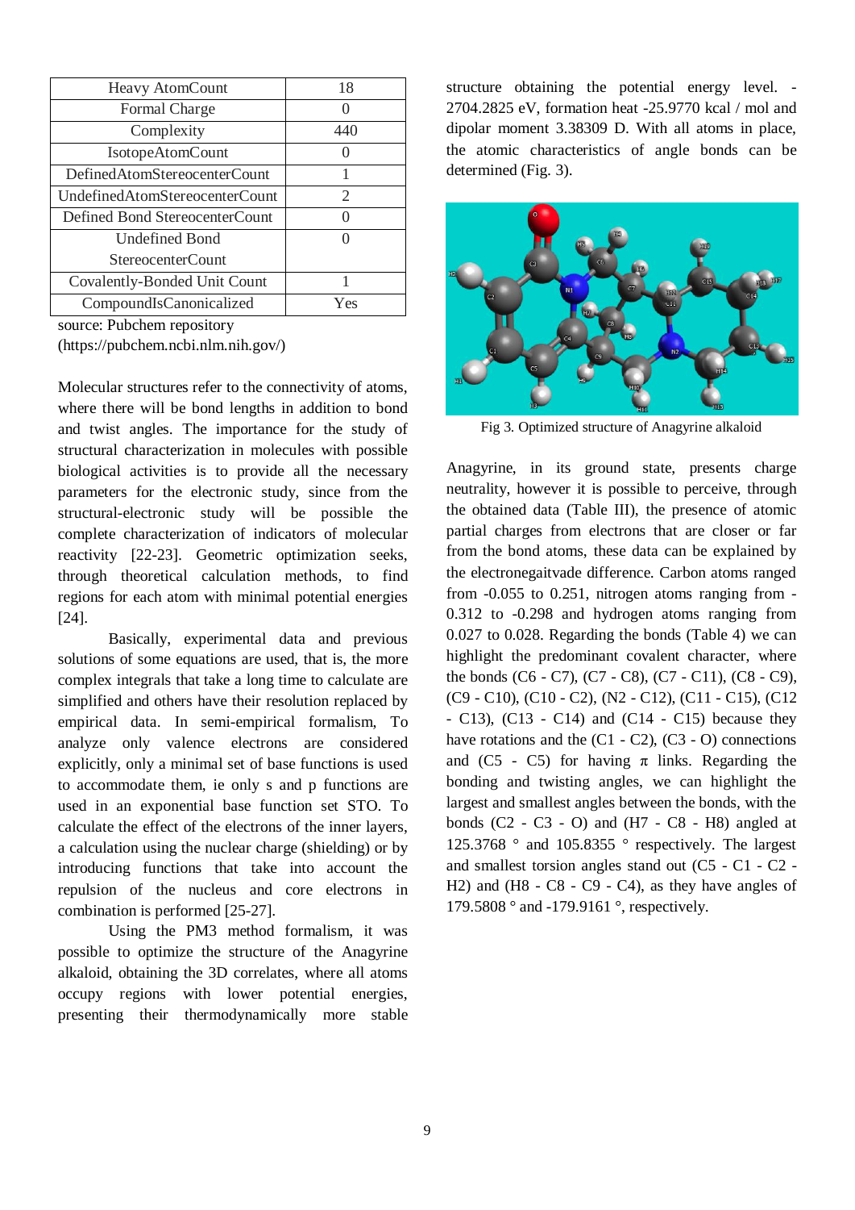| Heavy AtomCount | 18 |
|---|---|
| Formal Charge | 0 |
| Complexity | 440 |
| IsotopeAtomCount | 0 |
| DefinedAtomStereocenterCount | 1 |
| UndefinedAtomStereocenterCount | 2 |
| Defined Bond StereocenterCount | 0 |
| Undefined Bond StereocenterCount | 0 |
| Covalently-Bonded Unit Count | 1 |
| CompoundIsCanonicalized | Yes |

source: Pubchem repository (https://pubchem.ncbi.nlm.nih.gov/)

Molecular structures refer to the connectivity of atoms, where there will be bond lengths in addition to bond and twist angles. The importance for the study of structural characterization in molecules with possible biological activities is to provide all the necessary parameters for the electronic study, since from the structural-electronic study will be possible the complete characterization of indicators of molecular reactivity [22-23]. Geometric optimization seeks, through theoretical calculation methods, to find regions for each atom with minimal potential energies [24].

Basically, experimental data and previous solutions of some equations are used, that is, the more complex integrals that take a long time to calculate are simplified and others have their resolution replaced by empirical data. In semi-empirical formalism, To analyze only valence electrons are considered explicitly, only a minimal set of base functions is used to accommodate them, ie only s and p functions are used in an exponential base function set STO. To calculate the effect of the electrons of the inner layers, a calculation using the nuclear charge (shielding) or by introducing functions that take into account the repulsion of the nucleus and core electrons in combination is performed [25-27].

Using the PM3 method formalism, it was possible to optimize the structure of the Anagyrine alkaloid, obtaining the 3D correlates, where all atoms occupy regions with lower potential energies, presenting their thermodynamically more stable structure obtaining the potential energy level. -2704.2825 eV, formation heat -25.9770 kcal / mol and dipolar moment 3.38309 D. With all atoms in place, the atomic characteristics of angle bonds can be determined (Fig. 3).

Fig 3. Optimized structure of Anagyrine alkaloid

Anagyrine, in its ground state, presents charge neutrality, however it is possible to perceive, through the obtained data (Table III), the presence of atomic partial charges from electrons that are closer or far from the bond atoms, these data can be explained by the electronegaitvade difference. Carbon atoms ranged from -0.055 to 0.251, nitrogen atoms ranging from -0.312 to -0.298 and hydrogen atoms ranging from 0.027 to 0.028. Regarding the bonds (Table 4) we can highlight the predominant covalent character, where the bonds (C6 - C7), (C7 - C8), (C7 - C11), (C8 - C9), (C9 - C10), (C10 - C2), (N2 - C12), (C11 - C15), (C12 - C13), (C13 - C14) and (C14 - C15) because they have rotations and the (C1 - C2), (C3 - O) connections and (C5 - C5) for having $\pi$ links. Regarding the bonding and twisting angles, we can highlight the largest and smallest angles between the bonds, with the bonds (C2 - C3 - O) and (H7 - C8 - H8) angled at 125.3768 ° and 105.8355 ° respectively. The largest and smallest torsion angles stand out (C5 - C1 - C2 - H2) and (H8 - C8 - C9 - C4), as they have angles of 179.5808 ° and -179.9161 °, respectively.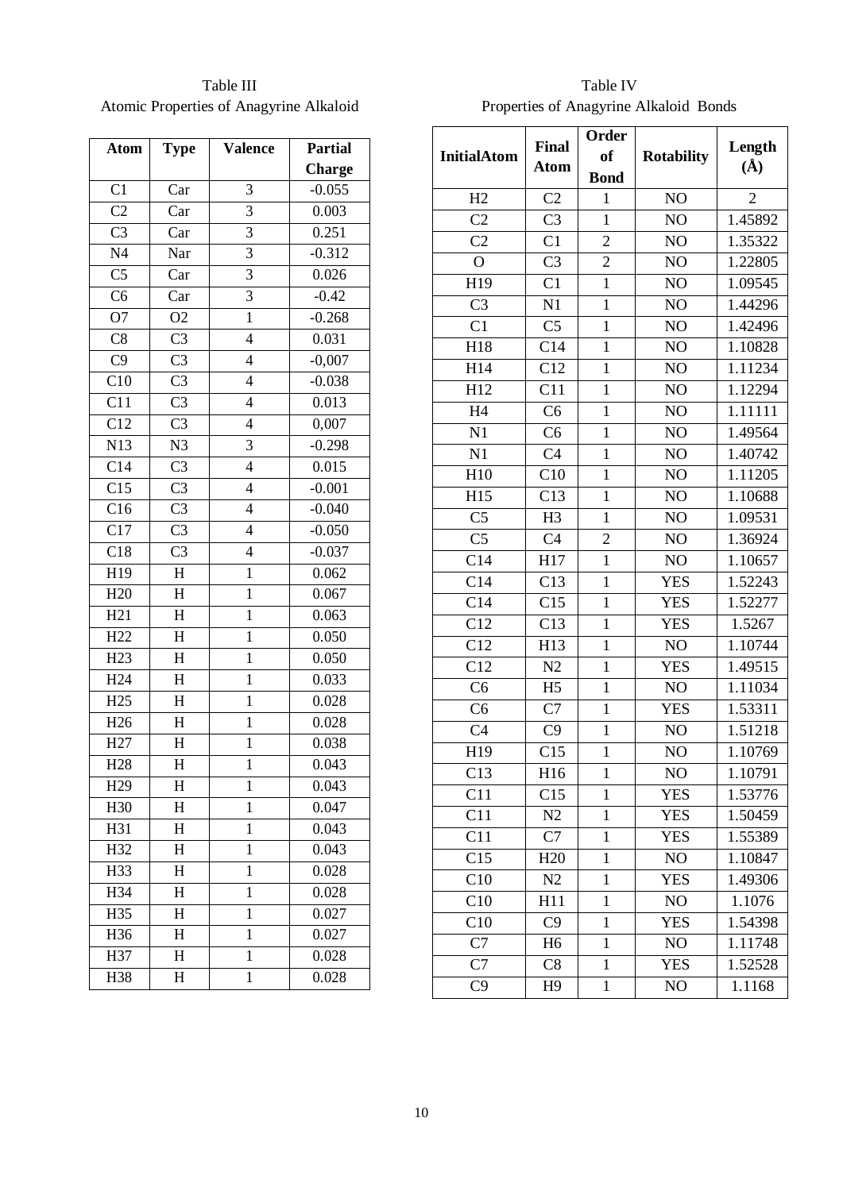Table III
Atomic Properties of Anagyrine Alkaloid

| Atom | Type | Valence | Partial Charge |
|---|---|---|---|
| C1 | Car | 3 | -0.055 |
| C2 | Car | 3 | 0.003 |
| C3 | Car | 3 | 0.251 |
| N4 | Nar | 3 | -0.312 |
| C5 | Car | 3 | 0.026 |
| C6 | Car | 3 | -0.42 |
| O7 | O2 | 1 | -0.268 |
| C8 | C3 | 4 | 0.031 |
| C9 | C3 | 4 | -0,007 |
| C10 | C3 | 4 | -0.038 |
| C11 | C3 | 4 | 0.013 |
| C12 | C3 | 4 | 0,007 |
| N13 | N3 | 3 | -0.298 |
| C14 | C3 | 4 | 0.015 |
| C15 | C3 | 4 | -0.001 |
| C16 | C3 | 4 | -0.040 |
| C17 | C3 | 4 | -0.050 |
| C18 | C3 | 4 | -0.037 |
| H19 | H | 1 | 0.062 |
| H20 | H | 1 | 0.067 |
| H21 | H | 1 | 0.063 |
| H22 | H | 1 | 0.050 |
| H23 | H | 1 | 0.050 |
| H24 | H | 1 | 0.033 |
| H25 | H | 1 | 0.028 |
| H26 | H | 1 | 0.028 |
| H27 | H | 1 | 0.038 |
| H28 | H | 1 | 0.043 |
| H29 | H | 1 | 0.043 |
| H30 | H | 1 | 0.047 |
| H31 | H | 1 | 0.043 |
| H32 | H | 1 | 0.043 |
| H33 | H | 1 | 0.028 |
| H34 | H | 1 | 0.028 |
| H35 | H | 1 | 0.027 |
| H36 | H | 1 | 0.027 |
| H37 | H | 1 | 0.028 |
| H38 | H | 1 | 0.028 |

Table IV
Properties of Anagyrine Alkaloid Bonds

| InitialAtom | Final Atom | Order of Bond | Rotability | Length (Å) |
|---|---|---|---|---|
| H2 | C2 | 1 | NO | 2 |
| C2 | C3 | 1 | NO | 1.45892 |
| C2 | C1 | 2 | NO | 1.35322 |
| O | C3 | 2 | NO | 1.22805 |
| H19 | C1 | 1 | NO | 1.09545 |
| C3 | N1 | 1 | NO | 1.44296 |
| C1 | C5 | 1 | NO | 1.42496 |
| H18 | C14 | 1 | NO | 1.10828 |
| H14 | C12 | 1 | NO | 1.11234 |
| H12 | C11 | 1 | NO | 1.12294 |
| H4 | C6 | 1 | NO | 1.11111 |
| N1 | C6 | 1 | NO | 1.49564 |
| N1 | C4 | 1 | NO | 1.40742 |
| H10 | C10 | 1 | NO | 1.11205 |
| H15 | C13 | 1 | NO | 1.10688 |
| C5 | H3 | 1 | NO | 1.09531 |
| C5 | C4 | 2 | NO | 1.36924 |
| C14 | H17 | 1 | NO | 1.10657 |
| C14 | C13 | 1 | YES | 1.52243 |
| C14 | C15 | 1 | YES | 1.52277 |
| C12 | C13 | 1 | YES | 1.5267 |
| C12 | H13 | 1 | NO | 1.10744 |
| C12 | N2 | 1 | YES | 1.49515 |
| C6 | H5 | 1 | NO | 1.11034 |
| C6 | C7 | 1 | YES | 1.53311 |
| C4 | C9 | 1 | NO | 1.51218 |
| H19 | C15 | 1 | NO | 1.10769 |
| C13 | H16 | 1 | NO | 1.10791 |
| C11 | C15 | 1 | YES | 1.53776 |
| C11 | N2 | 1 | YES | 1.50459 |
| C11 | C7 | 1 | YES | 1.55389 |
| C15 | H20 | 1 | NO | 1.10847 |
| C10 | N2 | 1 | YES | 1.49306 |
| C10 | H11 | 1 | NO | 1.1076 |
| C10 | C9 | 1 | YES | 1.54398 |
| C7 | H6 | 1 | NO | 1.11748 |
| C7 | C8 | 1 | YES | 1.52528 |
| C9 | H9 | 1 | NO | 1.1168 |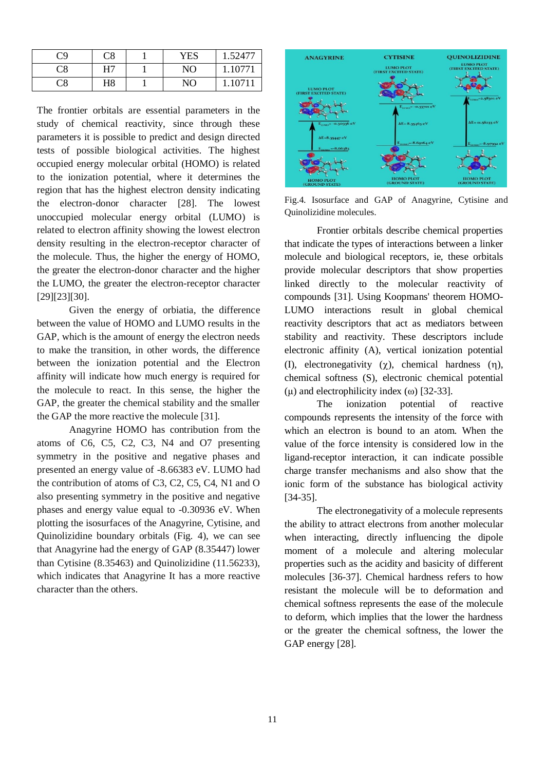| C9 | C8 | 1 | YES | 1.52477 |
|---|---|---|---|---|
| C8 | H7 | 1 | NO | 1.10771 |
| C8 | H8 | 1 | NO | 1.10711 |

The frontier orbitals are essential parameters in the study of chemical reactivity, since through these parameters it is possible to predict and design directed tests of possible biological activities. The highest occupied energy molecular orbital (HOMO) is related to the ionization potential, where it determines the region that has the highest electron density indicating the electron-donor character [28]. The lowest unoccupied molecular energy orbital (LUMO) is related to electron affinity showing the lowest electron density resulting in the electron-receptor character of the molecule. Thus, the higher the energy of HOMO, the greater the electron-donor character and the higher the LUMO, the greater the electron-receptor character [29][23][30].

Given the energy of orbiatia, the difference between the value of HOMO and LUMO results in the GAP, which is the amount of energy the electron needs to make the transition, in other words, the difference between the ionization potential and the Electron affinity will indicate how much energy is required for the molecule to react. In this sense, the higher the GAP, the greater the chemical stability and the smaller the GAP the more reactive the molecule [31].

Anagyrine HOMO has contribution from the atoms of C6, C5, C2, C3, N4 and O7 presenting symmetry in the positive and negative phases and presented an energy value of -8.66383 eV. LUMO had the contribution of atoms of C3, C2, C5, C4, N1 and O also presenting symmetry in the positive and negative phases and energy value equal to -0.30936 eV. When plotting the isosurfaces of the Anagyrine, Cytisine, and Quinolizidine boundary orbitals (Fig. 4), we can see that Anagyrine had the energy of GAP (8.35447) lower than Cytisine (8.35463) and Quinolizidine (11.56233), which indicates that Anagyrine It has a more reactive character than the others.

Fig.4. Isosurface and GAP of Anagyrine, Cytisine and Quinolizidine molecules.

Frontier orbitals describe chemical properties that indicate the types of interactions between a linker molecule and biological receptors, ie, these orbitals provide molecular descriptors that show properties linked directly to the molecular reactivity of compounds [31]. Using Koopmans' theorem HOMO-LUMO interactions result in global chemical reactivity descriptors that act as mediators between stability and reactivity. These descriptors include electronic affinity (A), vertical ionization potential (I), electronegativity ($\chi$), chemical hardness ($\eta$), chemical softness (S), electronic chemical potential ($\mu$) and electrophilicity index ($\omega$) [32-33].

The ionization potential of reactive compounds represents the intensity of the force with which an electron is bound to an atom. When the value of the force intensity is considered low in the ligand-receptor interaction, it can indicate possible charge transfer mechanisms and also show that the ionic form of the substance has biological activity [34-35].

The electronegativity of a molecule represents the ability to attract electrons from another molecular when interacting, directly influencing the dipole moment of a molecule and altering molecular properties such as the acidity and basicity of different molecules [36-37]. Chemical hardness refers to how resistant the molecule will be to deformation and chemical softness represents the ease of the molecule to deform, which implies that the lower the hardness or the greater the chemical softness, the lower the GAP energy [28].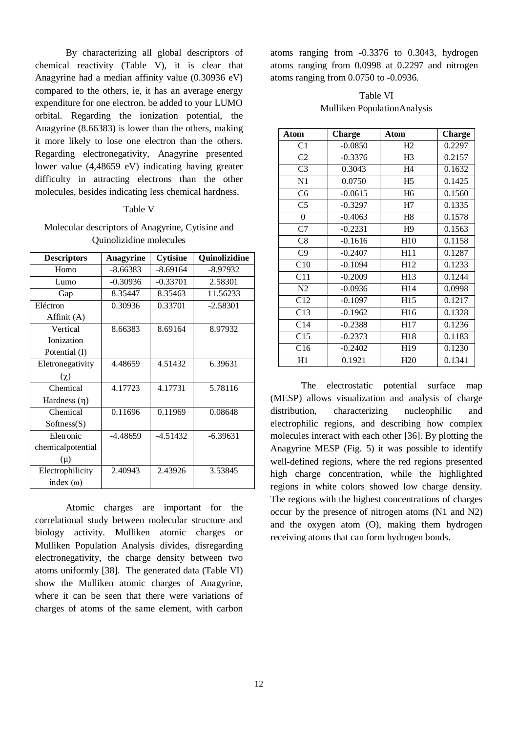By characterizing all global descriptors of chemical reactivity (Table V), it is clear that Anagyrine had a median affinity value (0.30936 eV) compared to the others, ie, it has an average energy expenditure for one electron. be added to your LUMO orbital. Regarding the ionization potential, the Anagyrine (8.66383) is lower than the others, making it more likely to lose one electron than the others. Regarding electronegativity, Anagyrine presented lower value (4,48659 eV) indicating having greater difficulty in attracting electrons than the other molecules, besides indicating less chemical hardness.

Table V

Molecular descriptors of Anagyrine, Cytisine and Quinolizidine molecules

| Descriptors | Anagyrine | Cytisine | Quinolizidine |
|---|---|---|---|
| Homo | -8.66383 | -8.69164 | -8.97932 |
| Lumo | -0.30936 | -0.33701 | 2.58301 |
| Gap | 8.35447 | 8.35463 | 11.56233 |
| Eléctron Affinit (A) | 0.30936 | 0.33701 | -2.58301 |
| Vertical Ionization Potential (I) | 8.66383 | 8.69164 | 8.97932 |
| Eletronegativity ($\chi$) | 4.48659 | 4.51432 | 6.39631 |
| Chemical Hardness ($\eta$) | 4.17723 | 4.17731 | 5.78116 |
| Chemical Softness(S) | 0.11696 | 0.11969 | 0.08648 |
| Eletronic chemicalpotential ($\mu$) | -4.48659 | -4.51432 | -6.39631 |
| Electrophilicity index ($\omega$) | 2.40943 | 2.43926 | 3.53845 |

Atomic charges are important for the correlational study between molecular structure and biology activity. Mulliken atomic charges or Mulliken Population Analysis divides, disregarding electronegativity, the charge density between two atoms uniformly [38]. The generated data (Table VI) show the Mulliken atomic charges of Anagyrine, where it can be seen that there were variations of charges of atoms of the same element, with carbon atoms ranging from -0.3376 to 0.3043, hydrogen atoms ranging from 0.0998 at 0.2297 and nitrogen atoms ranging from 0.0750 to -0.0936.

Table VI

Mulliken PopulationAnalysis

| Atom | Charge | Atom | Charge |
|---|---|---|---|
| C1 | -0.0850 | H2 | 0.2297 |
| C2 | -0.3376 | H3 | 0.2157 |
| C3 | 0.3043 | H4 | 0.1632 |
| N1 | 0.0750 | H5 | 0.1425 |
| C6 | -0.0615 | H6 | 0.1560 |
| C5 | -0.3297 | H7 | 0.1335 |
| 0 | -0.4063 | H8 | 0.1578 |
| C7 | -0.2231 | H9 | 0.1563 |
| C8 | -0.1616 | H10 | 0.1158 |
| C9 | -0.2407 | H11 | 0.1287 |
| C10 | -0.1094 | H12 | 0.1233 |
| C11 | -0.2009 | H13 | 0.1244 |
| N2 | -0.0936 | H14 | 0.0998 |
| C12 | -0.1097 | H15 | 0.1217 |
| C13 | -0.1962 | H16 | 0.1328 |
| C14 | -0.2388 | H17 | 0.1236 |
| C15 | -0.2373 | H18 | 0.1183 |
| C16 | -0.2402 | H19 | 0.1230 |
| H1 | 0.1921 | H20 | 0.1341 |

The electrostatic potential surface map (MESP) allows visualization and analysis of charge distribution, characterizing nucleophilic and electrophilic regions, and describing how complex molecules interact with each other [36]. By plotting the Anagyrine MESP (Fig. 5) it was possible to identify well-defined regions, where the red regions presented high charge concentration, while the highlighted regions in white colors showed low charge density. The regions with the highest concentrations of charges occur by the presence of nitrogen atoms (N1 and N2) and the oxygen atom (O), making them hydrogen receiving atoms that can form hydrogen bonds.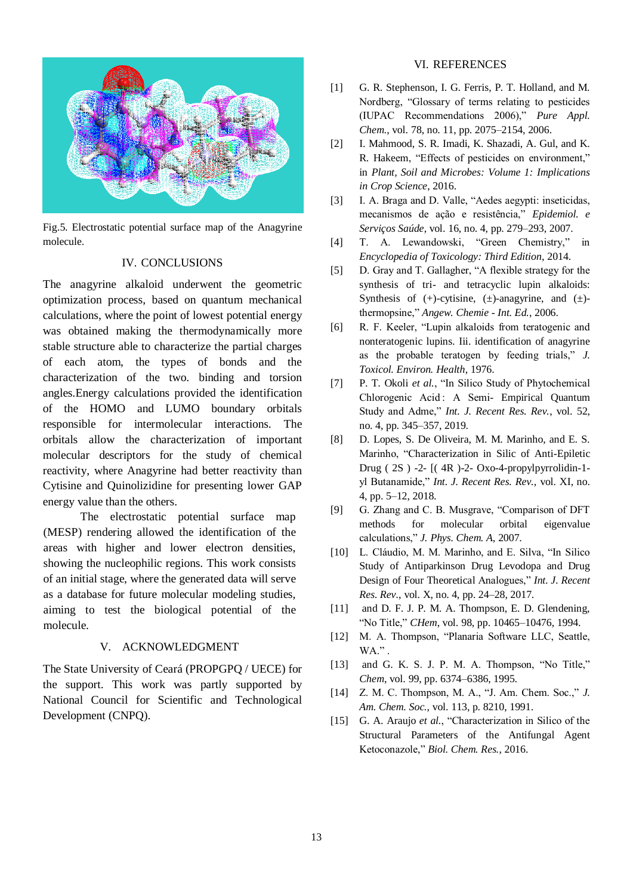Fig.5. Electrostatic potential surface map of the Anagyrine molecule.

## IV. CONCLUSIONS

The anagyrine alkaloid underwent the geometric optimization process, based on quantum mechanical calculations, where the point of lowest potential energy was obtained making the thermodynamically more stable structure able to characterize the partial charges of each atom, the types of bonds and the characterization of the two. binding and torsion angles.Energy calculations provided the identification of the HOMO and LUMO boundary orbitals responsible for intermolecular interactions. The orbitals allow the characterization of important molecular descriptors for the study of chemical reactivity, where Anagyrine had better reactivity than Cytisine and Quinolizidine for presenting lower GAP energy value than the others.

The electrostatic potential surface map (MESP) rendering allowed the identification of the areas with higher and lower electron densities, showing the nucleophilic regions. This work consists of an initial stage, where the generated data will serve as a database for future molecular modeling studies, aiming to test the biological potential of the molecule.

## V. ACKNOWLEDGMENT

The State University of Ceará (PROPGPQ / UECE) for the support. This work was partly supported by National Council for Scientific and Technological Development (CNPQ).

## VI. REFERENCES

[1] G. R. Stephenson, I. G. Ferris, P. T. Holland, and M. Nordberg, "Glossary of terms relating to pesticides (IUPAC Recommendations 2006)," *Pure Appl. Chem.*, vol. 78, no. 11, pp. 2075–2154, 2006.

[2] I. Mahmood, S. R. Imadi, K. Shazadi, A. Gul, and K. R. Hakeem, "Effects of pesticides on environment," in *Plant, Soil and Microbes: Volume 1: Implications in Crop Science*, 2016.

[3] I. A. Braga and D. Valle, "Aedes aegypti: inseticidas, mecanismos de ação e resistência," *Epidemiol. e Serviços Saúde*, vol. 16, no. 4, pp. 279–293, 2007.

[4] T. A. Lewandowski, "Green Chemistry," in *Encyclopedia of Toxicology: Third Edition*, 2014.

[5] D. Gray and T. Gallagher, "A flexible strategy for the synthesis of tri- and tetracyclic lupin alkaloids: Synthesis of (+)-cytisine, (±)-anagyrine, and (±)-thermopsine," *Angew. Chemie - Int. Ed.*, 2006.

[6] R. F. Keeler, "Lupin alkaloids from teratogenic and nonteratogenic lupins. Iii. identification of anagyrine as the probable teratogen by feeding trials," *J. Toxicol. Environ. Health*, 1976.

[7] P. T. Okoli *et al.*, "In Silico Study of Phytochemical Chlorogenic Acid : A Semi- Empirical Quantum Study and Adme," *Int. J. Recent Res. Rev.*, vol. 52, no. 4, pp. 345–357, 2019.

[8] D. Lopes, S. De Oliveira, M. M. Marinho, and E. S. Marinho, "Characterization in Silic of Anti-Epiletic Drug ( 2S ) -2- [( 4R )-2- Oxo-4-propylpyrrolidin-1-yl Butanamide," *Int. J. Recent Res. Rev.*, vol. XI, no. 4, pp. 5–12, 2018.

[9] G. Zhang and C. B. Musgrave, "Comparison of DFT methods for molecular orbital eigenvalue calculations," *J. Phys. Chem. A*, 2007.

[10] L. Cláudio, M. M. Marinho, and E. Silva, "In Silico Study of Antiparkinson Drug Levodopa and Drug Design of Four Theoretical Analogues," *Int. J. Recent Res. Rev.*, vol. X, no. 4, pp. 24–28, 2017.

[11] and D. F. J. P. M. A. Thompson, E. D. Glendening, "No Title," *CHem*, vol. 98, pp. 10465–10476, 1994.

[12] M. A. Thompson, "Planaria Software LLC, Seattle, WA." .

[13] and G. K. S. J. P. M. A. Thompson, "No Title," *Chem*, vol. 99, pp. 6374–6386, 1995.

[14] Z. M. C. Thompson, M. A., "J. Am. Chem. Soc.," *J. Am. Chem. Soc.*, vol. 113, p. 8210, 1991.

[15] G. A. Araujo *et al.*, "Characterization in Silico of the Structural Parameters of the Antifungal Agent Ketoconazole," *Biol. Chem. Res.*, 2016.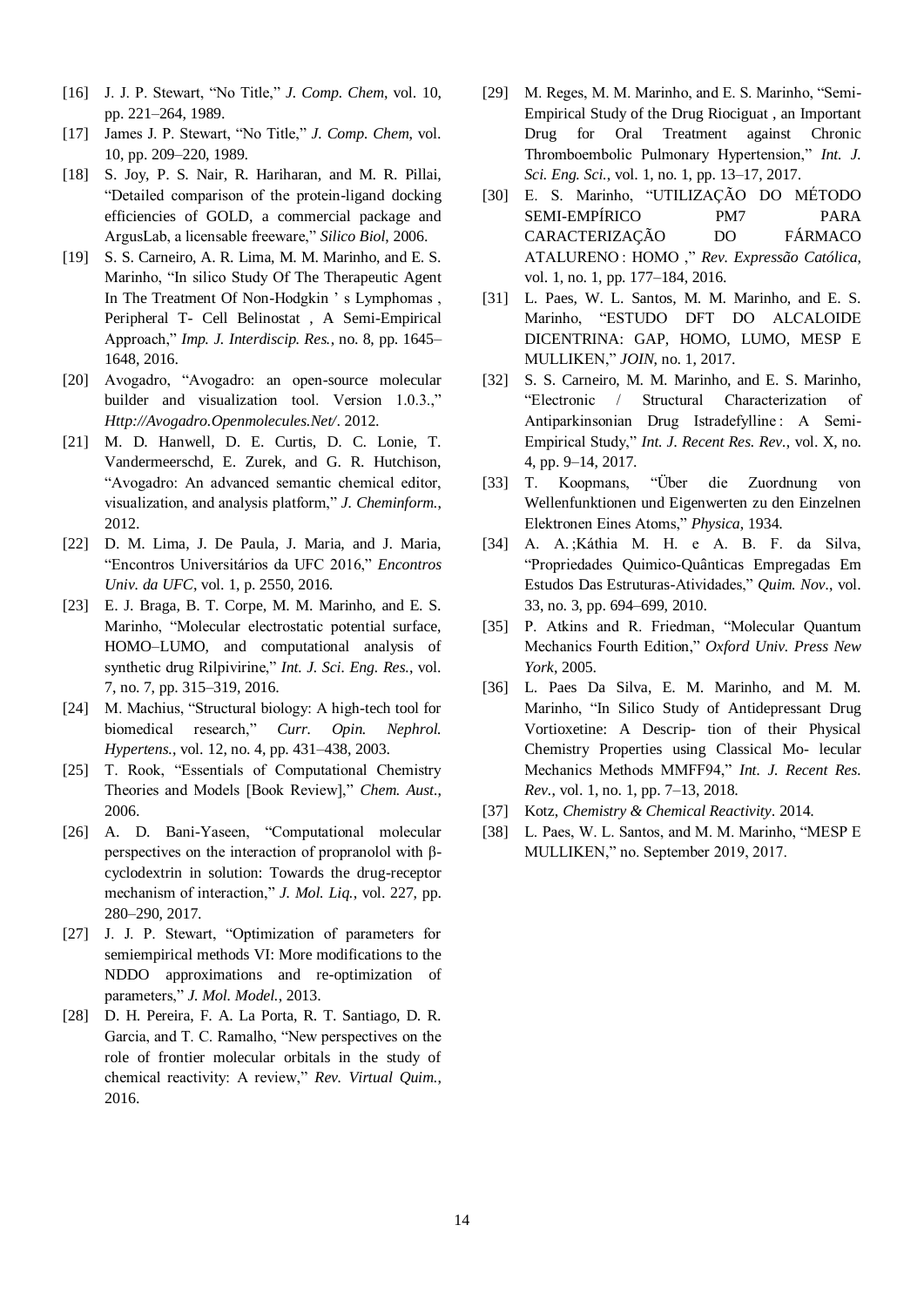[16] J. J. P. Stewart, "No Title," *J. Comp. Chem*, vol. 10, pp. 221–264, 1989.

[17] James J. P. Stewart, "No Title," *J. Comp. Chem*, vol. 10, pp. 209–220, 1989.

[18] S. Joy, P. S. Nair, R. Hariharan, and M. R. Pillai, "Detailed comparison of the protein-ligand docking efficiencies of GOLD, a commercial package and ArgusLab, a licensable freeware," *Silico Biol*, 2006.

[19] S. S. Carneiro, A. R. Lima, M. M. Marinho, and E. S. Marinho, "In silico Study Of The Therapeutic Agent In The Treatment Of Non-Hodgkin ' s Lymphomas , Peripheral T- Cell Belinostat , A Semi-Empirical Approach," *Imp. J. Interdiscip. Res.*, no. 8, pp. 1645–1648, 2016.

[20] Avogadro, "Avogadro: an open-source molecular builder and visualization tool. Version 1.0.3.," *Http://Avogadro.Openmolecules.Net/*. 2012.

[21] M. D. Hanwell, D. E. Curtis, D. C. Lonie, T. Vandermeerschd, E. Zurek, and G. R. Hutchison, "Avogadro: An advanced semantic chemical editor, visualization, and analysis platform," *J. Cheminform.*, 2012.

[22] D. M. Lima, J. De Paula, J. Maria, and J. Maria, "Encontros Universitários da UFC 2016," *Encontros Univ. da UFC*, vol. 1, p. 2550, 2016.

[23] E. J. Braga, B. T. Corpe, M. M. Marinho, and E. S. Marinho, "Molecular electrostatic potential surface, HOMO–LUMO, and computational analysis of synthetic drug Rilpivirine," *Int. J. Sci. Eng. Res.*, vol. 7, no. 7, pp. 315–319, 2016.

[24] M. Machius, "Structural biology: A high-tech tool for biomedical research," *Curr. Opin. Nephrol. Hypertens.*, vol. 12, no. 4, pp. 431–438, 2003.

[25] T. Rook, "Essentials of Computational Chemistry Theories and Models [Book Review]," *Chem. Aust.*, 2006.

[26] A. D. Bani-Yaseen, "Computational molecular perspectives on the interaction of propranolol with β-cyclodextrin in solution: Towards the drug-receptor mechanism of interaction," *J. Mol. Liq.*, vol. 227, pp. 280–290, 2017.

[27] J. J. P. Stewart, "Optimization of parameters for semiempirical methods VI: More modifications to the NDDO approximations and re-optimization of parameters," *J. Mol. Model.*, 2013.

[28] D. H. Pereira, F. A. La Porta, R. T. Santiago, D. R. Garcia, and T. C. Ramalho, "New perspectives on the role of frontier molecular orbitals in the study of chemical reactivity: A review," *Rev. Virtual Quim.*, 2016.

[29] M. Reges, M. M. Marinho, and E. S. Marinho, "Semi-Empirical Study of the Drug Riociguat , an Important Drug for Oral Treatment against Chronic Thromboembolic Pulmonary Hypertension," *Int. J. Sci. Eng. Sci.*, vol. 1, no. 1, pp. 13–17, 2017.

[30] E. S. Marinho, "UTILIZAÇÃO DO MÉTODO SEMI-EMPÍRICO PM7 PARA CARACTERIZAÇÃO DO FÁRMACO ATALURENO : HOMO ," *Rev. Expressão Católica*, vol. 1, no. 1, pp. 177–184, 2016.

[31] L. Paes, W. L. Santos, M. M. Marinho, and E. S. Marinho, "ESTUDO DFT DO ALCALOIDE DICENTRINA: GAP, HOMO, LUMO, MESP E MULLIKEN," *JOIN*, no. 1, 2017.

[32] S. S. Carneiro, M. M. Marinho, and E. S. Marinho, "Electronic / Structural Characterization of Antiparkinsonian Drug Istradefylline : A Semi-Empirical Study," *Int. J. Recent Res. Rev.*, vol. X, no. 4, pp. 9–14, 2017.

[33] T. Koopmans, "Über die Zuordnung von Wellenfunktionen und Eigenwerten zu den Einzelnen Elektronen Eines Atoms," *Physica*, 1934.

[34] A. A.;Káthia M. H. e A. B. F. da Silva, "Propriedades Quimico-Quânticas Empregadas Em Estudos Das Estruturas-Atividades," *Quim. Nov.*, vol. 33, no. 3, pp. 694–699, 2010.

[35] P. Atkins and R. Friedman, "Molecular Quantum Mechanics Fourth Edition," *Oxford Univ. Press New York*, 2005.

[36] L. Paes Da Silva, E. M. Marinho, and M. M. Marinho, "In Silico Study of Antidepressant Drug Vortioxetine: A Descrip- tion of their Physical Chemistry Properties using Classical Mo- lecular Mechanics Methods MMFF94," *Int. J. Recent Res. Rev.*, vol. 1, no. 1, pp. 7–13, 2018.

[37] Kotz, *Chemistry & Chemical Reactivity*. 2014.

[38] L. Paes, W. L. Santos, and M. M. Marinho, "MESP E MULLIKEN," no. September 2019, 2017.